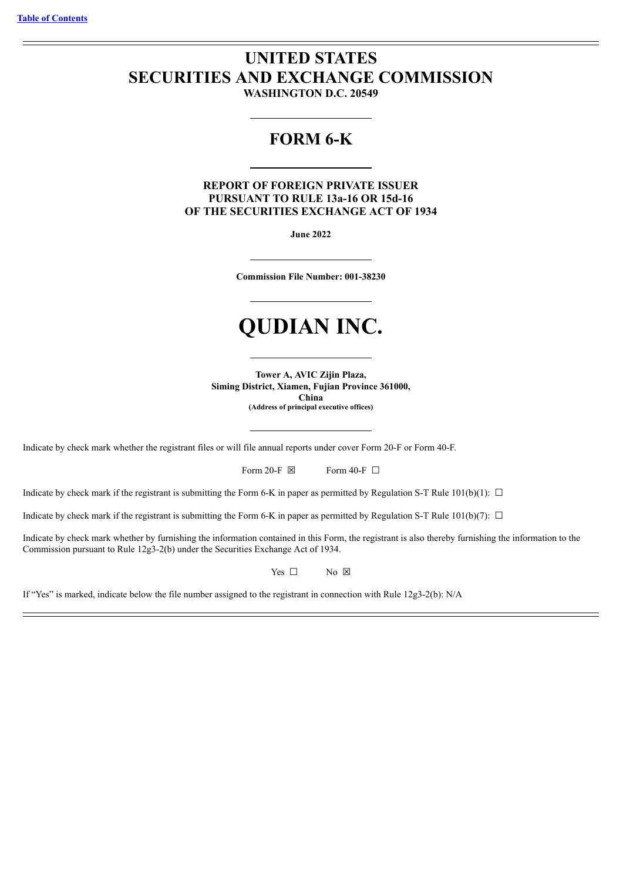[Table of Contents](#)

# UNITED STATES
# SECURITIES AND EXCHANGE COMMISSION

**WASHINGTON D.C. 20549**

## FORM 6-K

**REPORT OF FOREIGN PRIVATE ISSUER**
**PURSUANT TO RULE 13a-16 OR 15d-16**
**OF THE SECURITIES EXCHANGE ACT OF 1934**

**June 2022**

**Commission File Number: 001-38230**

# QUDIAN INC.

**Tower A, AVIC Zijin Plaza,**
**Siming District, Xiamen, Fujian Province 361000,**
**China**
**(Address of principal executive offices)**

Indicate by check mark whether the registrant files or will file annual reports under cover Form 20-F or Form 40-F.

Form 20-F ☒ Form 40-F ☐

Indicate by check mark if the registrant is submitting the Form 6-K in paper as permitted by Regulation S-T Rule 101(b)(1): ☐

Indicate by check mark if the registrant is submitting the Form 6-K in paper as permitted by Regulation S-T Rule 101(b)(7): ☐

Indicate by check mark whether by furnishing the information contained in this Form, the registrant is also thereby furnishing the information to the Commission pursuant to Rule 12g3-2(b) under the Securities Exchange Act of 1934.

Yes ☐ No ☒

If "Yes" is marked, indicate below the file number assigned to the registrant in connection with Rule 12g3-2(b): N/A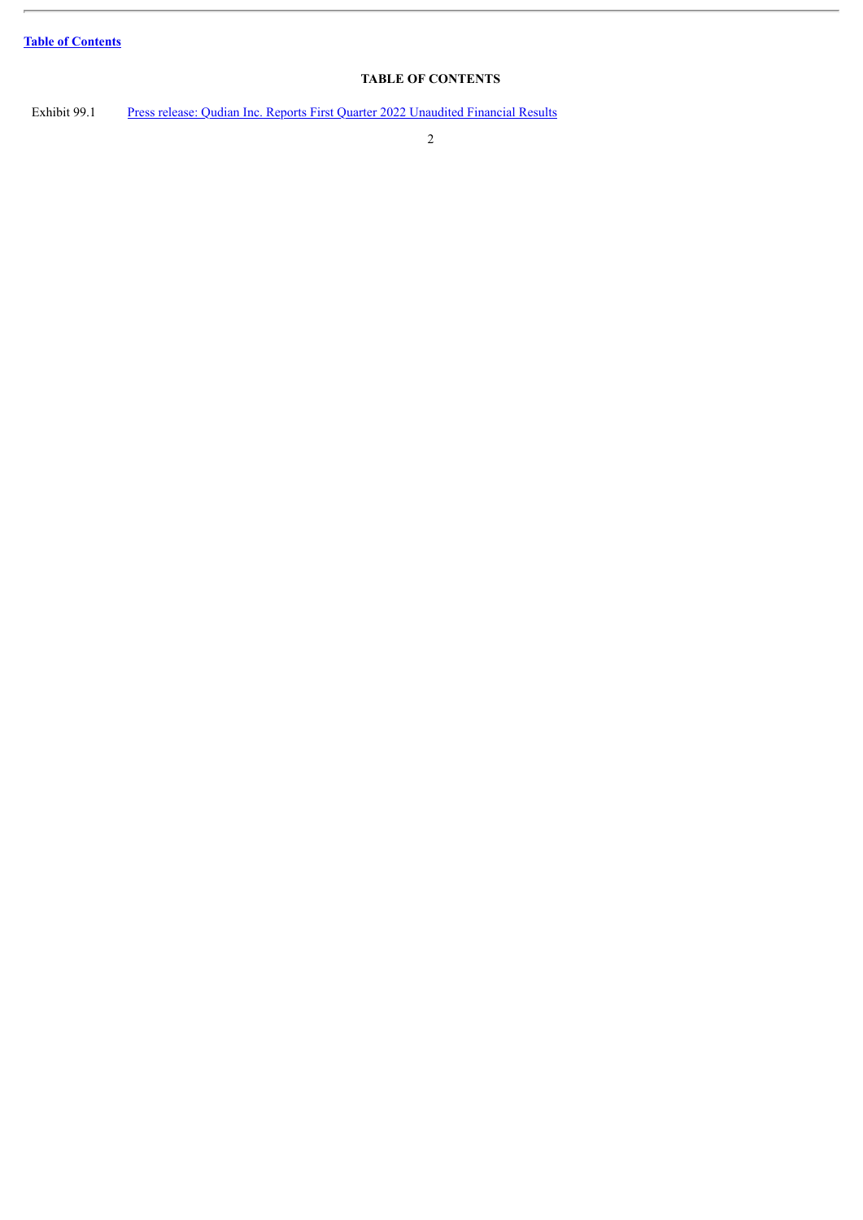Table of Contents

**TABLE OF CONTENTS**

| | |
|---|---|
| Exhibit 99.1 | Press release: Qudian Inc. Reports First Quarter 2022 Unaudited Financial Results |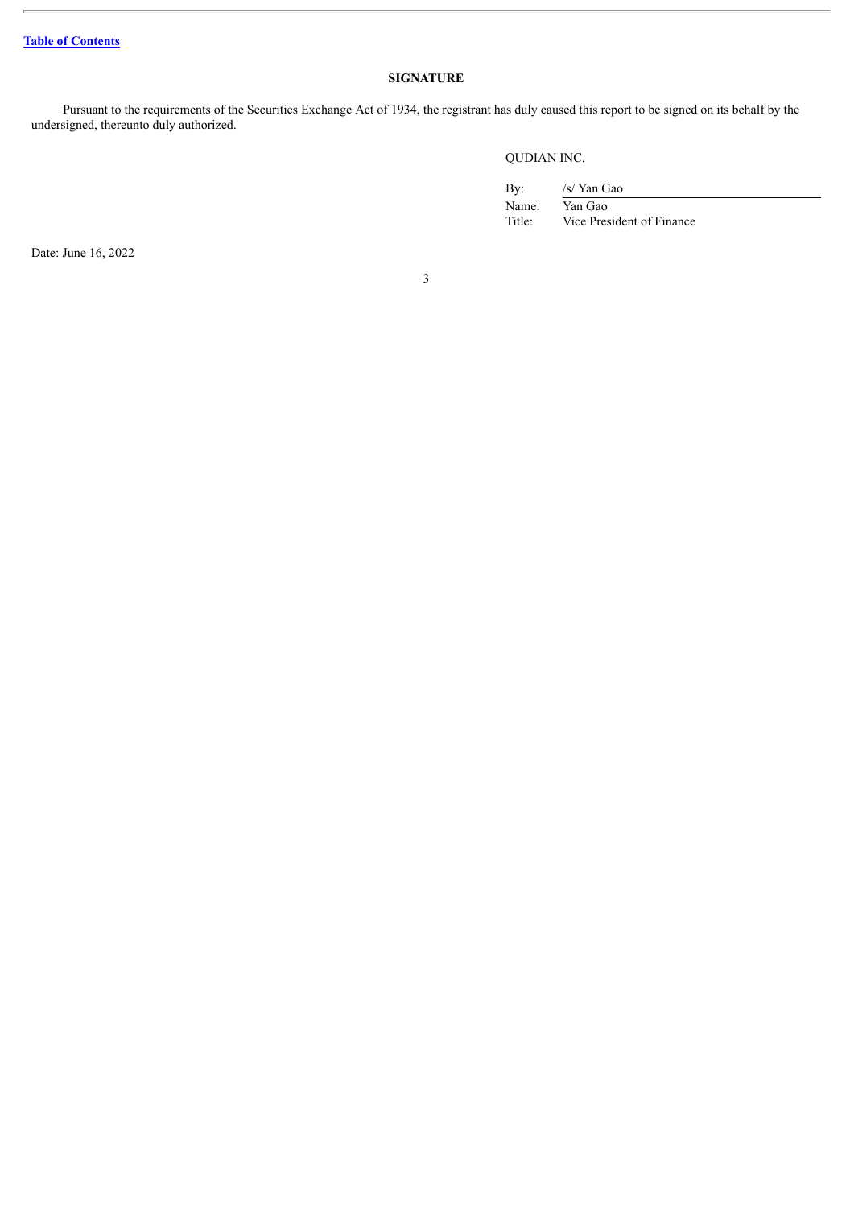[Table of Contents](#)

**SIGNATURE**

Pursuant to the requirements of the Securities Exchange Act of 1934, the registrant has duly caused this report to be signed on its behalf by the undersigned, thereunto duly authorized.

QUDIAN INC.

| | |
|---|---|
| By: | /s/ Yan Gao |
| Name: | Yan Gao |
| Title: | Vice President of Finance |

Date: June 16, 2022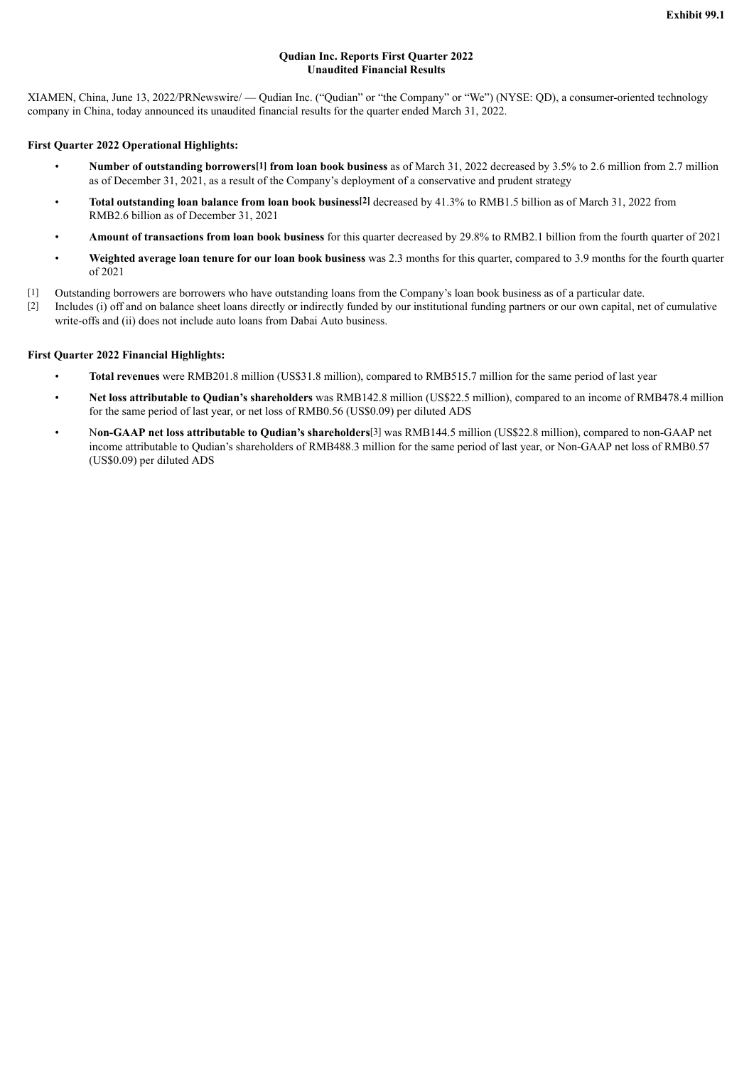**Exhibit 99.1**

**Qudian Inc. Reports First Quarter 2022**
**Unaudited Financial Results**

XIAMEN, China, June 13, 2022/PRNewswire/ — Qudian Inc. ("Qudian" or "the Company" or "We") (NYSE: QD), a consumer-oriented technology company in China, today announced its unaudited financial results for the quarter ended March 31, 2022.

**First Quarter 2022 Operational Highlights:**

- **Number of outstanding borrowers[1] from loan book business** as of March 31, 2022 decreased by 3.5% to 2.6 million from 2.7 million as of December 31, 2021, as a result of the Company's deployment of a conservative and prudent strategy
- **Total outstanding loan balance from loan book business[2]** decreased by 41.3% to RMB1.5 billion as of March 31, 2022 from RMB2.6 billion as of December 31, 2021
- **Amount of transactions from loan book business** for this quarter decreased by 29.8% to RMB2.1 billion from the fourth quarter of 2021
- **Weighted average loan tenure for our loan book business** was 2.3 months for this quarter, compared to 3.9 months for the fourth quarter of 2021

[1] Outstanding borrowers are borrowers who have outstanding loans from the Company's loan book business as of a particular date.
[2] Includes (i) off and on balance sheet loans directly or indirectly funded by our institutional funding partners or our own capital, net of cumulative write-offs and (ii) does not include auto loans from Dabai Auto business.

**First Quarter 2022 Financial Highlights:**

- **Total revenues** were RMB201.8 million (US$31.8 million), compared to RMB515.7 million for the same period of last year
- **Net loss attributable to Qudian's shareholders** was RMB142.8 million (US$22.5 million), compared to an income of RMB478.4 million for the same period of last year, or net loss of RMB0.56 (US$0.09) per diluted ADS
- N**on-GAAP net loss attributable to Qudian's shareholders**[3] was RMB144.5 million (US$22.8 million), compared to non-GAAP net income attributable to Qudian's shareholders of RMB488.3 million for the same period of last year, or Non-GAAP net loss of RMB0.57 (US$0.09) per diluted ADS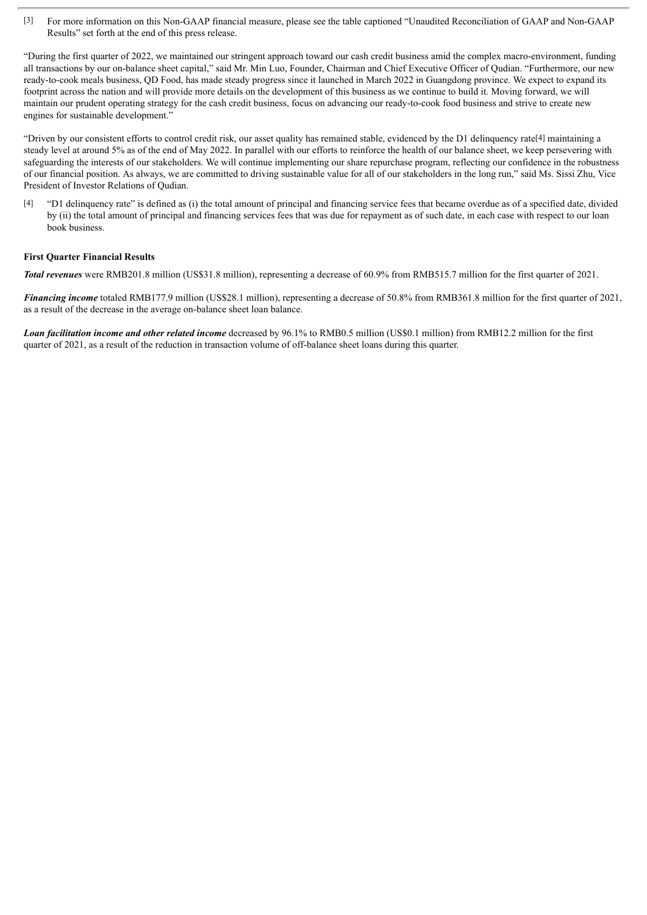[3] For more information on this Non-GAAP financial measure, please see the table captioned "Unaudited Reconciliation of GAAP and Non-GAAP Results" set forth at the end of this press release.

"During the first quarter of 2022, we maintained our stringent approach toward our cash credit business amid the complex macro-environment, funding all transactions by our on-balance sheet capital," said Mr. Min Luo, Founder, Chairman and Chief Executive Officer of Qudian. "Furthermore, our new ready-to-cook meals business, QD Food, has made steady progress since it launched in March 2022 in Guangdong province. We expect to expand its footprint across the nation and will provide more details on the development of this business as we continue to build it. Moving forward, we will maintain our prudent operating strategy for the cash credit business, focus on advancing our ready-to-cook food business and strive to create new engines for sustainable development."

"Driven by our consistent efforts to control credit risk, our asset quality has remained stable, evidenced by the D1 delinquency rate[4] maintaining a steady level at around 5% as of the end of May 2022. In parallel with our efforts to reinforce the health of our balance sheet, we keep persevering with safeguarding the interests of our stakeholders. We will continue implementing our share repurchase program, reflecting our confidence in the robustness of our financial position. As always, we are committed to driving sustainable value for all of our stakeholders in the long run," said Ms. Sissi Zhu, Vice President of Investor Relations of Qudian.

[4] "D1 delinquency rate" is defined as (i) the total amount of principal and financing service fees that became overdue as of a specified date, divided by (ii) the total amount of principal and financing services fees that was due for repayment as of such date, in each case with respect to our loan book business.

**First Quarter Financial Results**

***Total revenues*** were RMB201.8 million (US$31.8 million), representing a decrease of 60.9% from RMB515.7 million for the first quarter of 2021.

***Financing income*** totaled RMB177.9 million (US$28.1 million), representing a decrease of 50.8% from RMB361.8 million for the first quarter of 2021, as a result of the decrease in the average on-balance sheet loan balance.

***Loan facilitation income and other related income*** decreased by 96.1% to RMB0.5 million (US$0.1 million) from RMB12.2 million for the first quarter of 2021, as a result of the reduction in transaction volume of off-balance sheet loans during this quarter.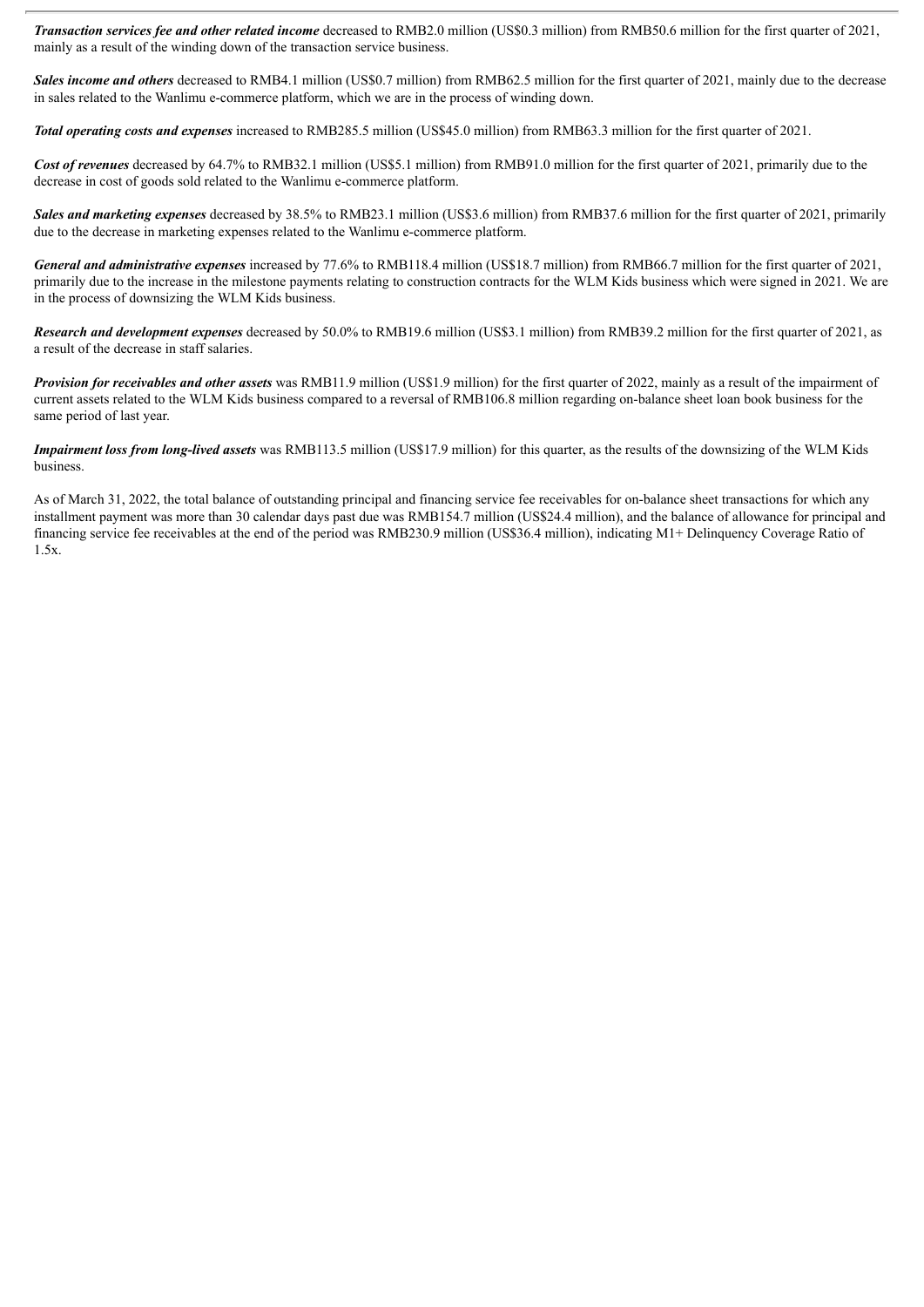***Transaction services fee and other related income*** decreased to RMB2.0 million (US$0.3 million) from RMB50.6 million for the first quarter of 2021, mainly as a result of the winding down of the transaction service business.

***Sales income and others*** decreased to RMB4.1 million (US$0.7 million) from RMB62.5 million for the first quarter of 2021, mainly due to the decrease in sales related to the Wanlimu e-commerce platform, which we are in the process of winding down.

***Total operating costs and expenses*** increased to RMB285.5 million (US$45.0 million) from RMB63.3 million for the first quarter of 2021.

***Cost of revenues*** decreased by 64.7% to RMB32.1 million (US$5.1 million) from RMB91.0 million for the first quarter of 2021, primarily due to the decrease in cost of goods sold related to the Wanlimu e-commerce platform.

***Sales and marketing expenses*** decreased by 38.5% to RMB23.1 million (US$3.6 million) from RMB37.6 million for the first quarter of 2021, primarily due to the decrease in marketing expenses related to the Wanlimu e-commerce platform.

***General and administrative expenses*** increased by 77.6% to RMB118.4 million (US$18.7 million) from RMB66.7 million for the first quarter of 2021, primarily due to the increase in the milestone payments relating to construction contracts for the WLM Kids business which were signed in 2021. We are in the process of downsizing the WLM Kids business.

***Research and development expenses*** decreased by 50.0% to RMB19.6 million (US$3.1 million) from RMB39.2 million for the first quarter of 2021, as a result of the decrease in staff salaries.

***Provision for receivables and other assets*** was RMB11.9 million (US$1.9 million) for the first quarter of 2022, mainly as a result of the impairment of current assets related to the WLM Kids business compared to a reversal of RMB106.8 million regarding on-balance sheet loan book business for the same period of last year.

***Impairment loss from long-lived assets*** was RMB113.5 million (US$17.9 million) for this quarter, as the results of the downsizing of the WLM Kids business.

As of March 31, 2022, the total balance of outstanding principal and financing service fee receivables for on-balance sheet transactions for which any installment payment was more than 30 calendar days past due was RMB154.7 million (US$24.4 million), and the balance of allowance for principal and financing service fee receivables at the end of the period was RMB230.9 million (US$36.4 million), indicating M1+ Delinquency Coverage Ratio of 1.5x.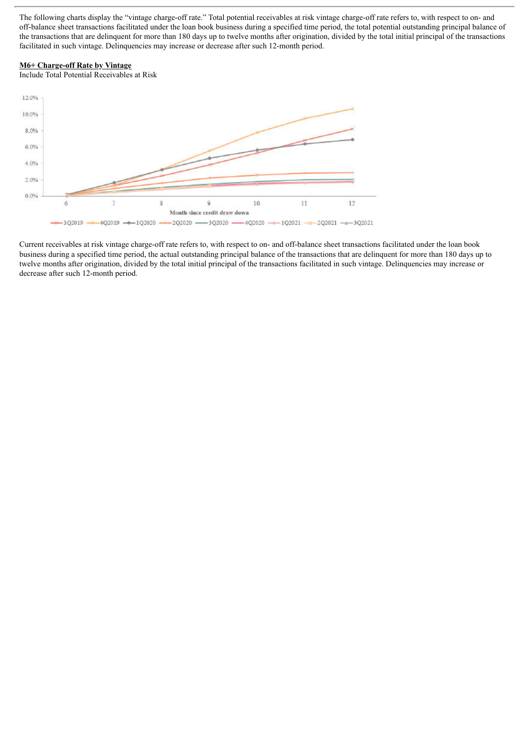The following charts display the "vintage charge-off rate." Total potential receivables at risk vintage charge-off rate refers to, with respect to on- and off-balance sheet transactions facilitated under the loan book business during a specified time period, the total potential outstanding principal balance of the transactions that are delinquent for more than 180 days up to twelve months after origination, divided by the total initial principal of the transactions facilitated in such vintage. Delinquencies may increase or decrease after such 12-month period.

**M6+ Charge-off Rate by Vintage**

Include Total Potential Receivables at Risk

Current receivables at risk vintage charge-off rate refers to, with respect to on- and off-balance sheet transactions facilitated under the loan book business during a specified time period, the actual outstanding principal balance of the transactions that are delinquent for more than 180 days up to twelve months after origination, divided by the total initial principal of the transactions facilitated in such vintage. Delinquencies may increase or decrease after such 12-month period.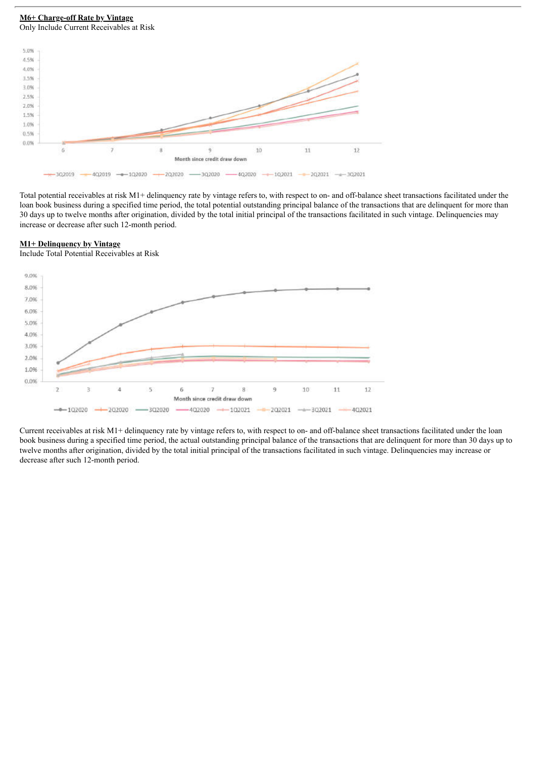**M6+ Charge-off Rate by Vintage**

Only Include Current Receivables at Risk

Total potential receivables at risk M1+ delinquency rate by vintage refers to, with respect to on- and off-balance sheet transactions facilitated under the loan book business during a specified time period, the total potential outstanding principal balance of the transactions that are delinquent for more than 30 days up to twelve months after origination, divided by the total initial principal of the transactions facilitated in such vintage. Delinquencies may increase or decrease after such 12-month period.

**M1+ Delinquency by Vintage**

Include Total Potential Receivables at Risk

Current receivables at risk M1+ delinquency rate by vintage refers to, with respect to on- and off-balance sheet transactions facilitated under the loan book business during a specified time period, the actual outstanding principal balance of the transactions that are delinquent for more than 30 days up to twelve months after origination, divided by the total initial principal of the transactions facilitated in such vintage. Delinquencies may increase or decrease after such 12-month period.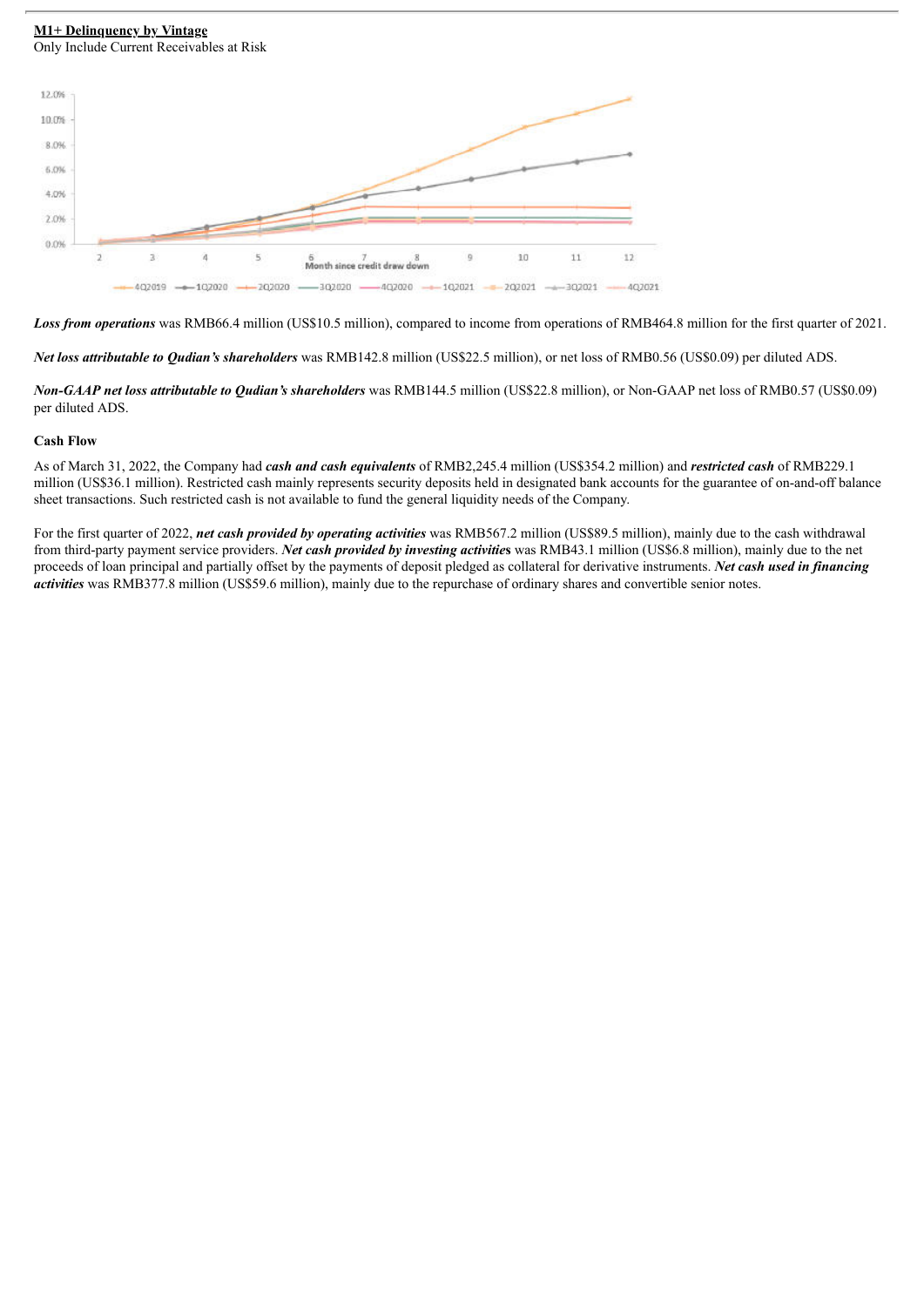**M1+ Delinquency by Vintage**

Only Include Current Receivables at Risk

***Loss from operations*** was RMB66.4 million (US$10.5 million), compared to income from operations of RMB464.8 million for the first quarter of 2021.

***Net loss attributable to Qudian's shareholders*** was RMB142.8 million (US$22.5 million), or net loss of RMB0.56 (US$0.09) per diluted ADS.

***Non-GAAP net loss attributable to Qudian's shareholders*** was RMB144.5 million (US$22.8 million), or Non-GAAP net loss of RMB0.57 (US$0.09) per diluted ADS.

**Cash Flow**

As of March 31, 2022, the Company had ***cash and cash equivalents*** of RMB2,245.4 million (US$354.2 million) and ***restricted cash*** of RMB229.1 million (US$36.1 million). Restricted cash mainly represents security deposits held in designated bank accounts for the guarantee of on-and-off balance sheet transactions. Such restricted cash is not available to fund the general liquidity needs of the Company.

For the first quarter of 2022, ***net cash provided by operating activities*** was RMB567.2 million (US$89.5 million), mainly due to the cash withdrawal from third-party payment service providers. ***Net cash provided by investing activities*** was RMB43.1 million (US$6.8 million), mainly due to the net proceeds of loan principal and partially offset by the payments of deposit pledged as collateral for derivative instruments. ***Net cash used in financing activities*** was RMB377.8 million (US$59.6 million), mainly due to the repurchase of ordinary shares and convertible senior notes.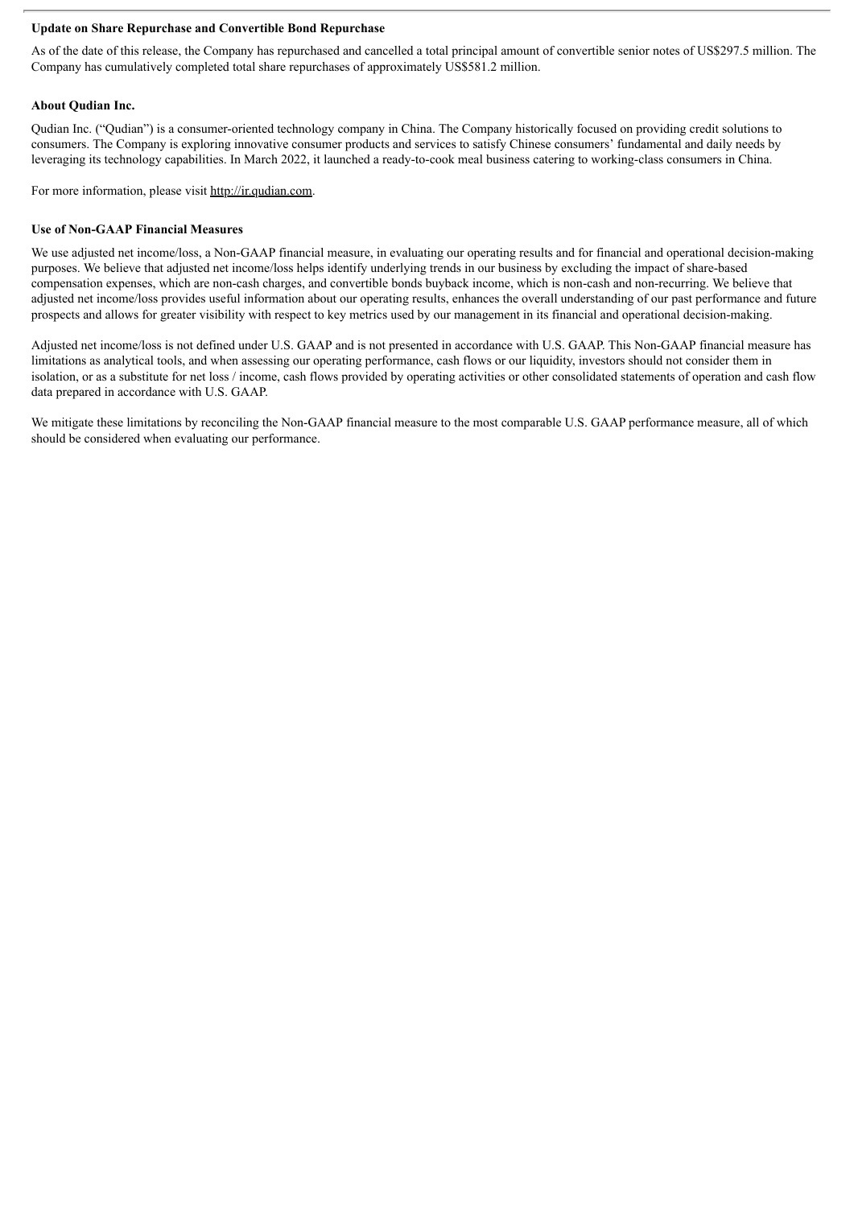**Update on Share Repurchase and Convertible Bond Repurchase**

As of the date of this release, the Company has repurchased and cancelled a total principal amount of convertible senior notes of US$297.5 million. The Company has cumulatively completed total share repurchases of approximately US$581.2 million.

**About Qudian Inc.**

Qudian Inc. ("Qudian") is a consumer-oriented technology company in China. The Company historically focused on providing credit solutions to consumers. The Company is exploring innovative consumer products and services to satisfy Chinese consumers' fundamental and daily needs by leveraging its technology capabilities. In March 2022, it launched a ready-to-cook meal business catering to working-class consumers in China.

For more information, please visit http://ir.qudian.com.

**Use of Non-GAAP Financial Measures**

We use adjusted net income/loss, a Non-GAAP financial measure, in evaluating our operating results and for financial and operational decision-making purposes. We believe that adjusted net income/loss helps identify underlying trends in our business by excluding the impact of share-based compensation expenses, which are non-cash charges, and convertible bonds buyback income, which is non-cash and non-recurring. We believe that adjusted net income/loss provides useful information about our operating results, enhances the overall understanding of our past performance and future prospects and allows for greater visibility with respect to key metrics used by our management in its financial and operational decision-making.

Adjusted net income/loss is not defined under U.S. GAAP and is not presented in accordance with U.S. GAAP. This Non-GAAP financial measure has limitations as analytical tools, and when assessing our operating performance, cash flows or our liquidity, investors should not consider them in isolation, or as a substitute for net loss / income, cash flows provided by operating activities or other consolidated statements of operation and cash flow data prepared in accordance with U.S. GAAP.

We mitigate these limitations by reconciling the Non-GAAP financial measure to the most comparable U.S. GAAP performance measure, all of which should be considered when evaluating our performance.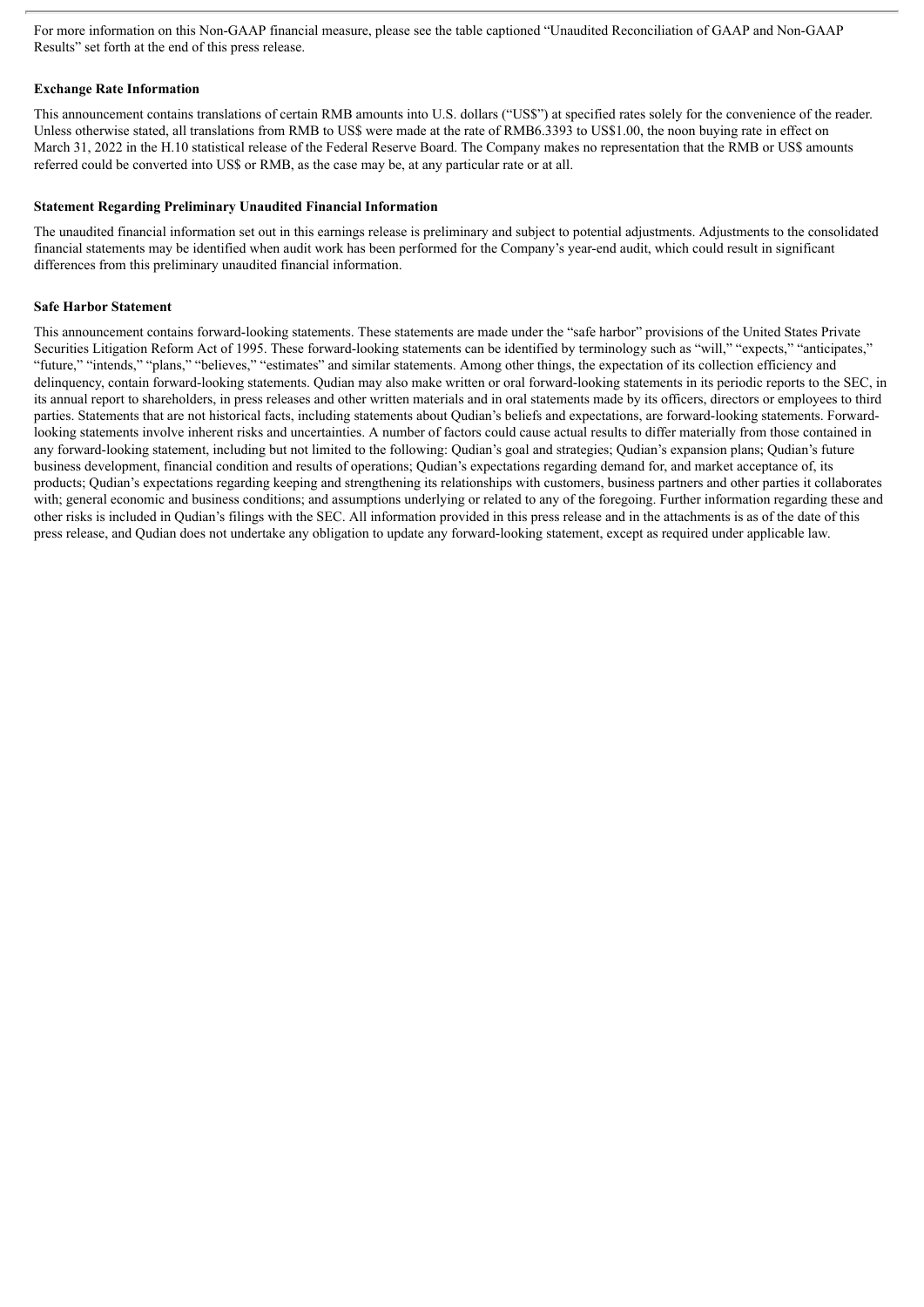For more information on this Non-GAAP financial measure, please see the table captioned "Unaudited Reconciliation of GAAP and Non-GAAP Results" set forth at the end of this press release.

**Exchange Rate Information**

This announcement contains translations of certain RMB amounts into U.S. dollars ("US$") at specified rates solely for the convenience of the reader. Unless otherwise stated, all translations from RMB to US$ were made at the rate of RMB6.3393 to US$1.00, the noon buying rate in effect on March 31, 2022 in the H.10 statistical release of the Federal Reserve Board. The Company makes no representation that the RMB or US$ amounts referred could be converted into US$ or RMB, as the case may be, at any particular rate or at all.

**Statement Regarding Preliminary Unaudited Financial Information**

The unaudited financial information set out in this earnings release is preliminary and subject to potential adjustments. Adjustments to the consolidated financial statements may be identified when audit work has been performed for the Company's year-end audit, which could result in significant differences from this preliminary unaudited financial information.

**Safe Harbor Statement**

This announcement contains forward-looking statements. These statements are made under the "safe harbor" provisions of the United States Private Securities Litigation Reform Act of 1995. These forward-looking statements can be identified by terminology such as "will," "expects," "anticipates," "future," "intends," "plans," "believes," "estimates" and similar statements. Among other things, the expectation of its collection efficiency and delinquency, contain forward-looking statements. Qudian may also make written or oral forward-looking statements in its periodic reports to the SEC, in its annual report to shareholders, in press releases and other written materials and in oral statements made by its officers, directors or employees to third parties. Statements that are not historical facts, including statements about Qudian's beliefs and expectations, are forward-looking statements. Forward-looking statements involve inherent risks and uncertainties. A number of factors could cause actual results to differ materially from those contained in any forward-looking statement, including but not limited to the following: Qudian's goal and strategies; Qudian's expansion plans; Qudian's future business development, financial condition and results of operations; Qudian's expectations regarding demand for, and market acceptance of, its products; Qudian's expectations regarding keeping and strengthening its relationships with customers, business partners and other parties it collaborates with; general economic and business conditions; and assumptions underlying or related to any of the foregoing. Further information regarding these and other risks is included in Qudian's filings with the SEC. All information provided in this press release and in the attachments is as of the date of this press release, and Qudian does not undertake any obligation to update any forward-looking statement, except as required under applicable law.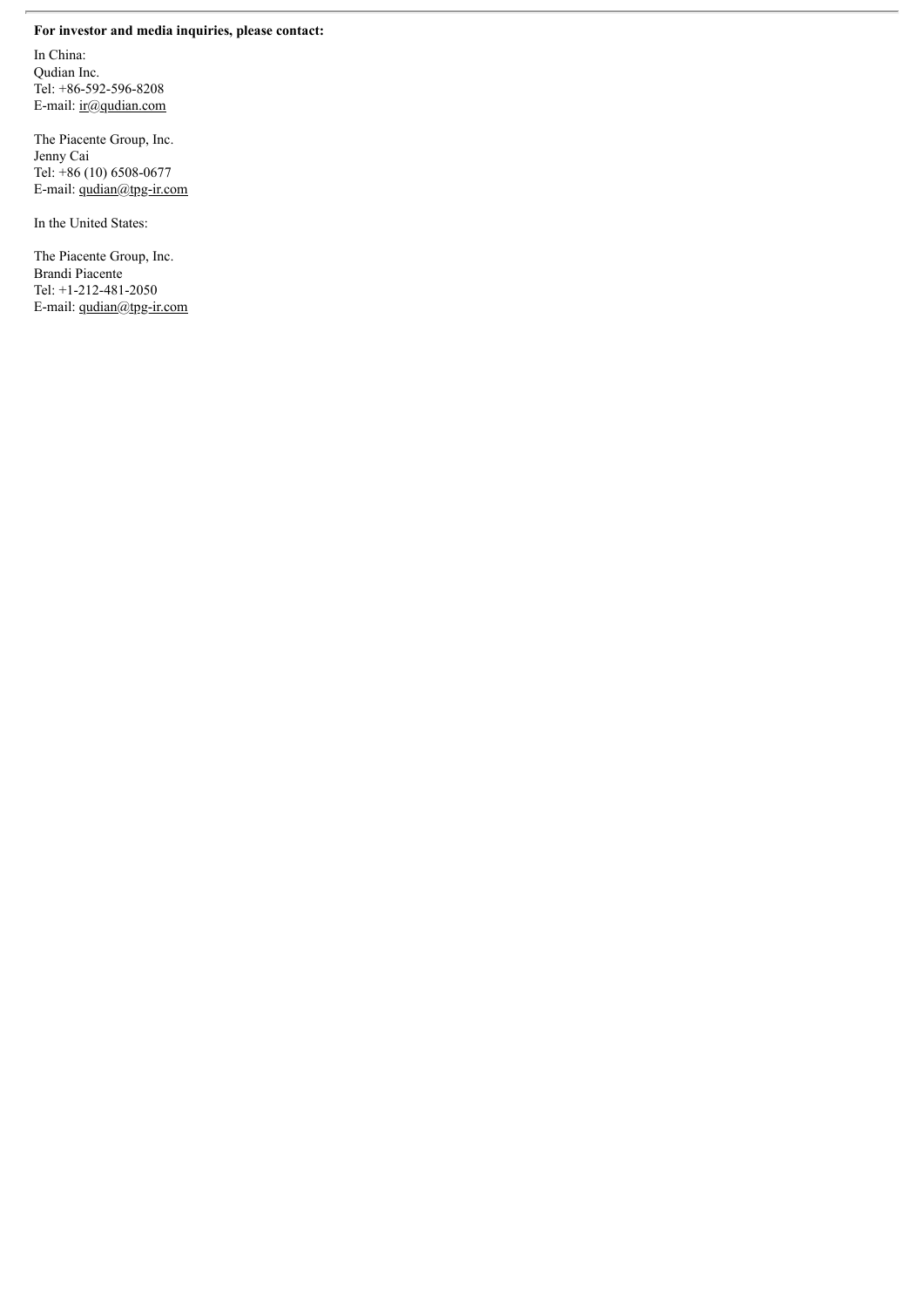**For investor and media inquiries, please contact:**

In China:
Qudian Inc.
Tel: +86-592-596-8208
E-mail: ir@qudian.com

The Piacente Group, Inc.
Jenny Cai
Tel: +86 (10) 6508-0677
E-mail: qudian@tpg-ir.com

In the United States:

The Piacente Group, Inc.
Brandi Piacente
Tel: +1-212-481-2050
E-mail: qudian@tpg-ir.com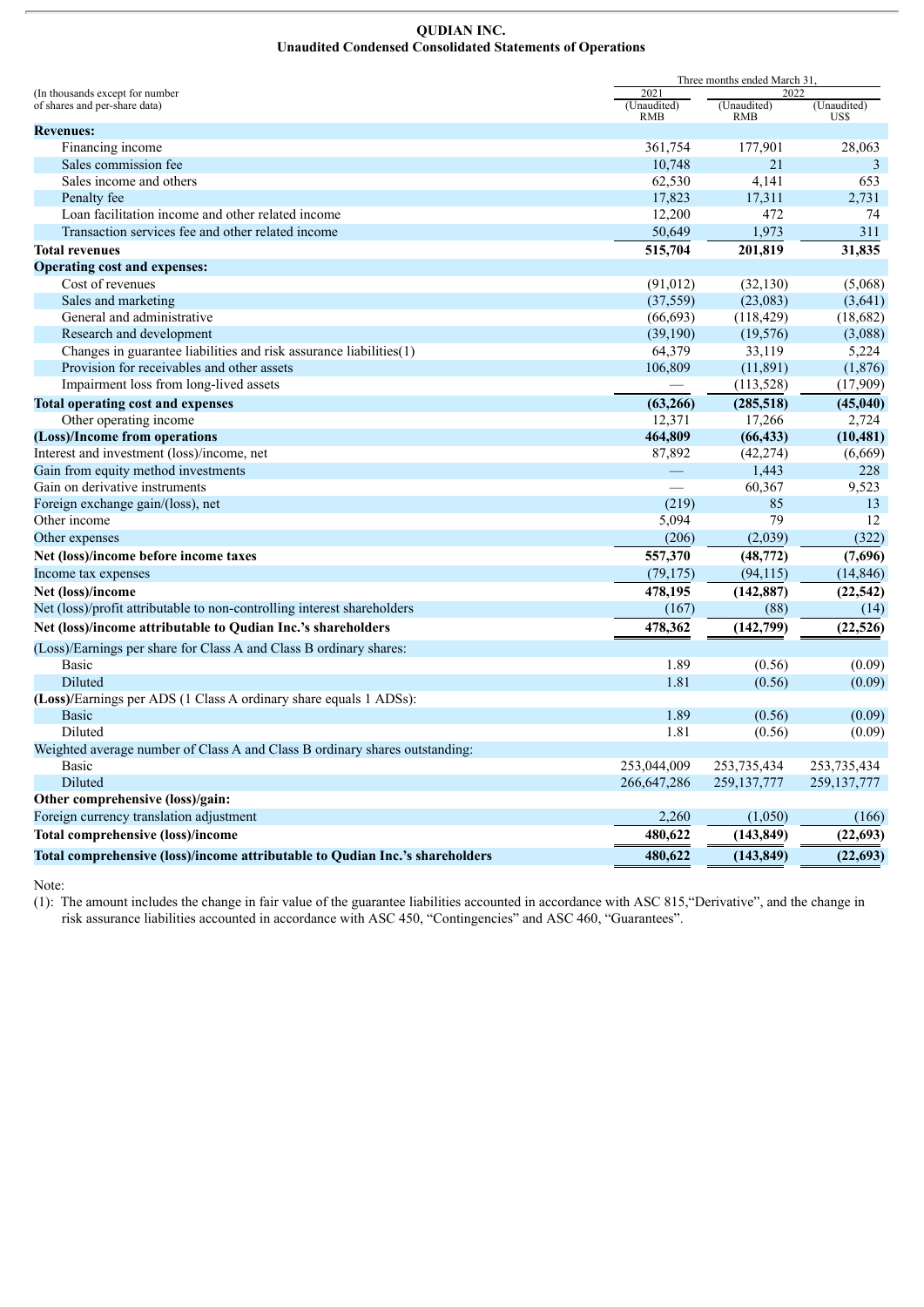# QUDIAN INC.

## Unaudited Condensed Consolidated Statements of Operations

| (In thousands except for number of shares and per-share data) | Three months ended March 31, | | |
|---|---|---|---|
| | 2021 | 2022 | |
| | (Unaudited) RMB | (Unaudited) RMB | (Unaudited) US$ |
| **Revenues:** | | | |
| Financing income | 361,754 | 177,901 | 28,063 |
| Sales commission fee | 10,748 | 21 | 3 |
| Sales income and others | 62,530 | 4,141 | 653 |
| Penalty fee | 17,823 | 17,311 | 2,731 |
| Loan facilitation income and other related income | 12,200 | 472 | 74 |
| Transaction services fee and other related income | 50,649 | 1,973 | 311 |
| **Total revenues** | **515,704** | **201,819** | **31,835** |
| **Operating cost and expenses:** | | | |
| Cost of revenues | (91,012) | (32,130) | (5,068) |
| Sales and marketing | (37,559) | (23,083) | (3,641) |
| General and administrative | (66,693) | (118,429) | (18,682) |
| Research and development | (39,190) | (19,576) | (3,088) |
| Changes in guarantee liabilities and risk assurance liabilities(1) | 64,379 | 33,119 | 5,224 |
| Provision for receivables and other assets | 106,809 | (11,891) | (1,876) |
| Impairment loss from long-lived assets | — | (113,528) | (17,909) |
| **Total operating cost and expenses** | **(63,266)** | **(285,518)** | **(45,040)** |
| Other operating income | 12,371 | 17,266 | 2,724 |
| **(Loss)/Income from operations** | **464,809** | **(66,433)** | **(10,481)** |
| Interest and investment (loss)/income, net | 87,892 | (42,274) | (6,669) |
| Gain from equity method investments | — | 1,443 | 228 |
| Gain on derivative instruments | — | 60,367 | 9,523 |
| Foreign exchange gain/(loss), net | (219) | 85 | 13 |
| Other income | 5,094 | 79 | 12 |
| Other expenses | (206) | (2,039) | (322) |
| **Net (loss)/income before income taxes** | **557,370** | **(48,772)** | **(7,696)** |
| Income tax expenses | (79,175) | (94,115) | (14,846) |
| **Net (loss)/income** | **478,195** | **(142,887)** | **(22,542)** |
| Net (loss)/profit attributable to non-controlling interest shareholders | (167) | (88) | (14) |
| **Net (loss)/income attributable to Qudian Inc.'s shareholders** | **478,362** | **(142,799)** | **(22,526)** |
| (Loss)/Earnings per share for Class A and Class B ordinary shares: | | | |
| Basic | 1.89 | (0.56) | (0.09) |
| Diluted | 1.81 | (0.56) | (0.09) |
| **(Loss)**/Earnings per ADS (1 Class A ordinary share equals 1 ADSs): | | | |
| Basic | 1.89 | (0.56) | (0.09) |
| Diluted | 1.81 | (0.56) | (0.09) |
| Weighted average number of Class A and Class B ordinary shares outstanding: | | | |
| Basic | 253,044,009 | 253,735,434 | 253,735,434 |
| Diluted | 266,647,286 | 259,137,777 | 259,137,777 |
| **Other comprehensive (loss)/gain:** | | | |
| Foreign currency translation adjustment | 2,260 | (1,050) | (166) |
| **Total comprehensive (loss)/income** | **480,622** | **(143,849)** | **(22,693)** |
| **Total comprehensive (loss)/income attributable to Qudian Inc.'s shareholders** | **480,622** | **(143,849)** | **(22,693)** |

Note:

(1): The amount includes the change in fair value of the guarantee liabilities accounted in accordance with ASC 815,"Derivative", and the change in risk assurance liabilities accounted in accordance with ASC 450, "Contingencies" and ASC 460, "Guarantees".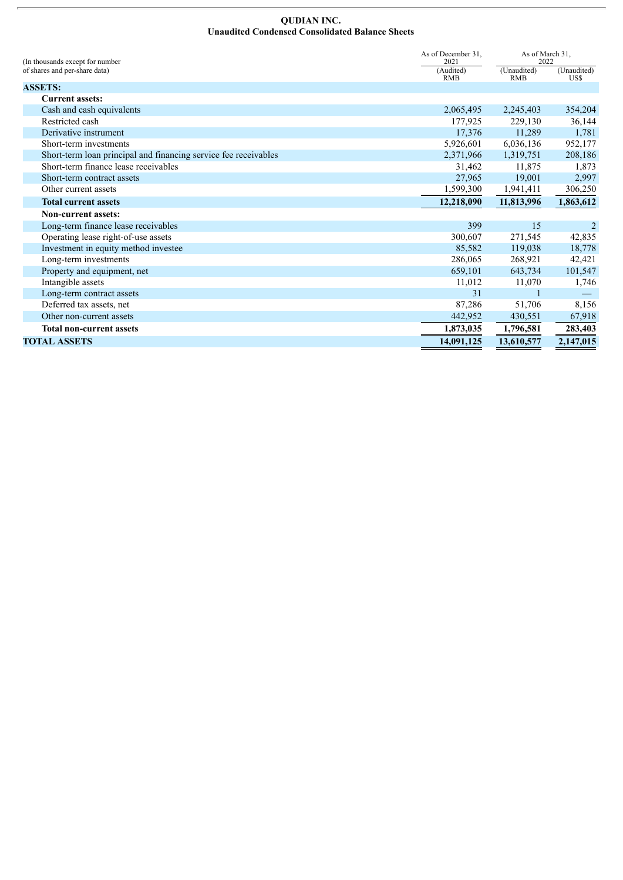**QUDIAN INC.**
**Unaudited Condensed Consolidated Balance Sheets**

| (In thousands except for number of shares and per-share data) | As of December 31, 2021 | As of March 31, 2022 | |
|---|---|---|---|
| | (Audited) RMB | (Unaudited) RMB | (Unaudited) US$ |
| **ASSETS:** | | | |
| **Current assets:** | | | |
| Cash and cash equivalents | 2,065,495 | 2,245,403 | 354,204 |
| Restricted cash | 177,925 | 229,130 | 36,144 |
| Derivative instrument | 17,376 | 11,289 | 1,781 |
| Short-term investments | 5,926,601 | 6,036,136 | 952,177 |
| Short-term loan principal and financing service fee receivables | 2,371,966 | 1,319,751 | 208,186 |
| Short-term finance lease receivables | 31,462 | 11,875 | 1,873 |
| Short-term contract assets | 27,965 | 19,001 | 2,997 |
| Other current assets | 1,599,300 | 1,941,411 | 306,250 |
| **Total current assets** | **12,218,090** | **11,813,996** | **1,863,612** |
| **Non-current assets:** | | | |
| Long-term finance lease receivables | 399 | 15 | 2 |
| Operating lease right-of-use assets | 300,607 | 271,545 | 42,835 |
| Investment in equity method investee | 85,582 | 119,038 | 18,778 |
| Long-term investments | 286,065 | 268,921 | 42,421 |
| Property and equipment, net | 659,101 | 643,734 | 101,547 |
| Intangible assets | 11,012 | 11,070 | 1,746 |
| Long-term contract assets | 31 | 1 | — |
| Deferred tax assets, net | 87,286 | 51,706 | 8,156 |
| Other non-current assets | 442,952 | 430,551 | 67,918 |
| **Total non-current assets** | **1,873,035** | **1,796,581** | **283,403** |
| **TOTAL ASSETS** | **14,091,125** | **13,610,577** | **2,147,015** |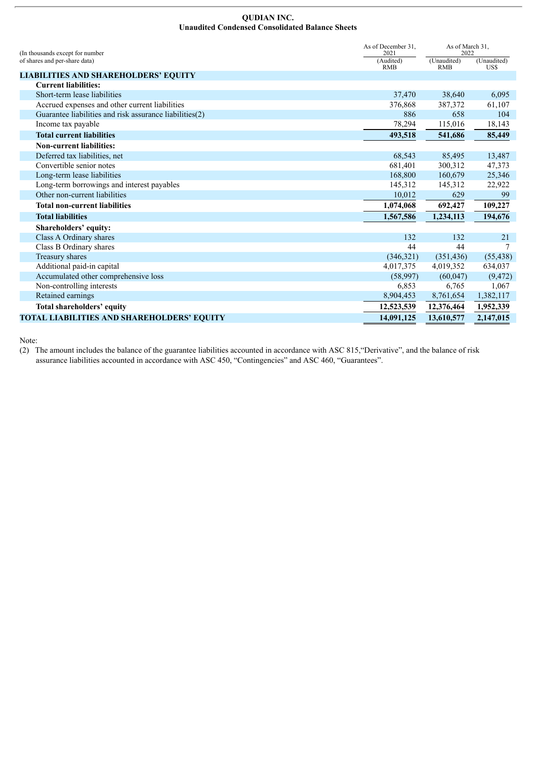**QUDIAN INC.**
**Unaudited Condensed Consolidated Balance Sheets**

| (In thousands except for number of shares and per-share data) | As of December 31, 2021 | As of March 31, 2022 | |
|---|---|---|---|
| | (Audited) RMB | (Unaudited) RMB | (Unaudited) US$ |
| **LIABILITIES AND SHAREHOLDERS' EQUITY** | | | |
| **Current liabilities:** | | | |
| Short-term lease liabilities | 37,470 | 38,640 | 6,095 |
| Accrued expenses and other current liabilities | 376,868 | 387,372 | 61,107 |
| Guarantee liabilities and risk assurance liabilities(2) | 886 | 658 | 104 |
| Income tax payable | 78,294 | 115,016 | 18,143 |
| **Total current liabilities** | **493,518** | **541,686** | **85,449** |
| **Non-current liabilities:** | | | |
| Deferred tax liabilities, net | 68,543 | 85,495 | 13,487 |
| Convertible senior notes | 681,401 | 300,312 | 47,373 |
| Long-term lease liabilities | 168,800 | 160,679 | 25,346 |
| Long-term borrowings and interest payables | 145,312 | 145,312 | 22,922 |
| Other non-current liabilities | 10,012 | 629 | 99 |
| **Total non-current liabilities** | **1,074,068** | **692,427** | **109,227** |
| **Total liabilities** | **1,567,586** | **1,234,113** | **194,676** |
| **Shareholders' equity:** | | | |
| Class A Ordinary shares | 132 | 132 | 21 |
| Class B Ordinary shares | 44 | 44 | 7 |
| Treasury shares | (346,321) | (351,436) | (55,438) |
| Additional paid-in capital | 4,017,375 | 4,019,352 | 634,037 |
| Accumulated other comprehensive loss | (58,997) | (60,047) | (9,472) |
| Non-controlling interests | 6,853 | 6,765 | 1,067 |
| Retained earnings | 8,904,453 | 8,761,654 | 1,382,117 |
| **Total shareholders' equity** | **12,523,539** | **12,376,464** | **1,952,339** |
| **TOTAL LIABILITIES AND SHAREHOLDERS' EQUITY** | **14,091,125** | **13,610,577** | **2,147,015** |

Note:

(2) The amount includes the balance of the guarantee liabilities accounted in accordance with ASC 815,"Derivative", and the balance of risk assurance liabilities accounted in accordance with ASC 450, "Contingencies" and ASC 460, "Guarantees".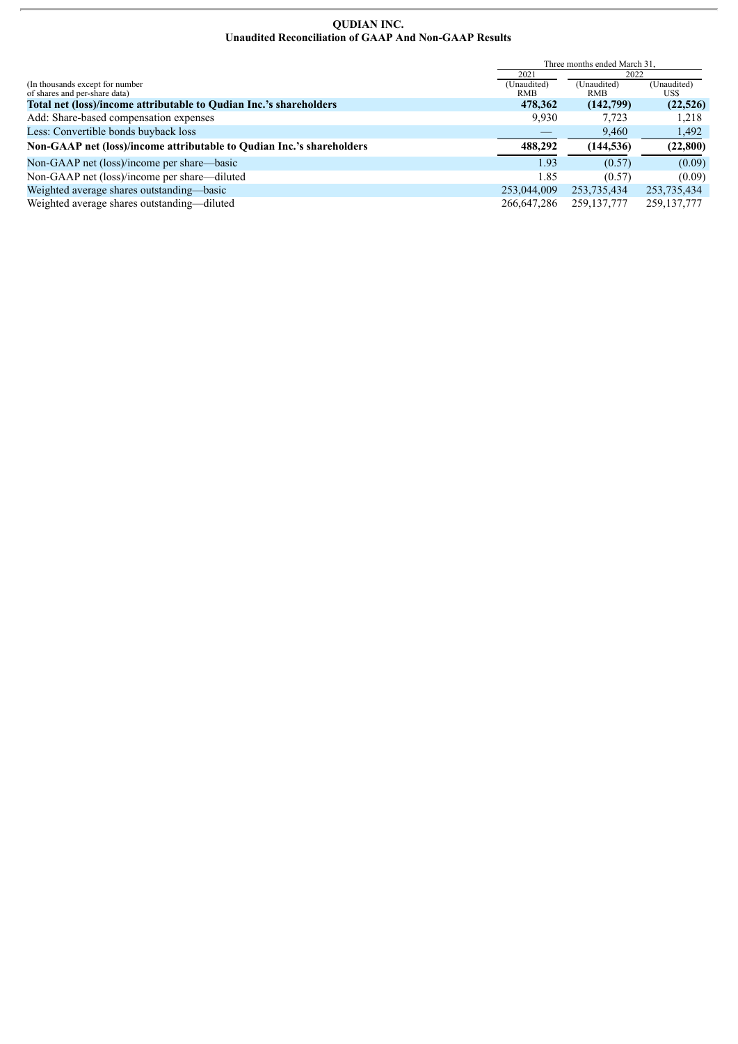**QUDIAN INC.**
**Unaudited Reconciliation of GAAP And Non-GAAP Results**

| (In thousands except for number of shares and per-share data) | Three months ended March 31, | | |
|---|---|---|---|
| | 2021 | 2022 | |
| | (Unaudited) RMB | (Unaudited) RMB | (Unaudited) US$ |
| **Total net (loss)/income attributable to Qudian Inc.'s shareholders** | **478,362** | **(142,799)** | **(22,526)** |
| Add: Share-based compensation expenses | 9,930 | 7,723 | 1,218 |
| Less: Convertible bonds buyback loss | — | 9,460 | 1,492 |
| **Non-GAAP net (loss)/income attributable to Qudian Inc.'s shareholders** | **488,292** | **(144,536)** | **(22,800)** |
| Non-GAAP net (loss)/income per share—basic | 1.93 | (0.57) | (0.09) |
| Non-GAAP net (loss)/income per share—diluted | 1.85 | (0.57) | (0.09) |
| Weighted average shares outstanding—basic | 253,044,009 | 253,735,434 | 253,735,434 |
| Weighted average shares outstanding—diluted | 266,647,286 | 259,137,777 | 259,137,777 |